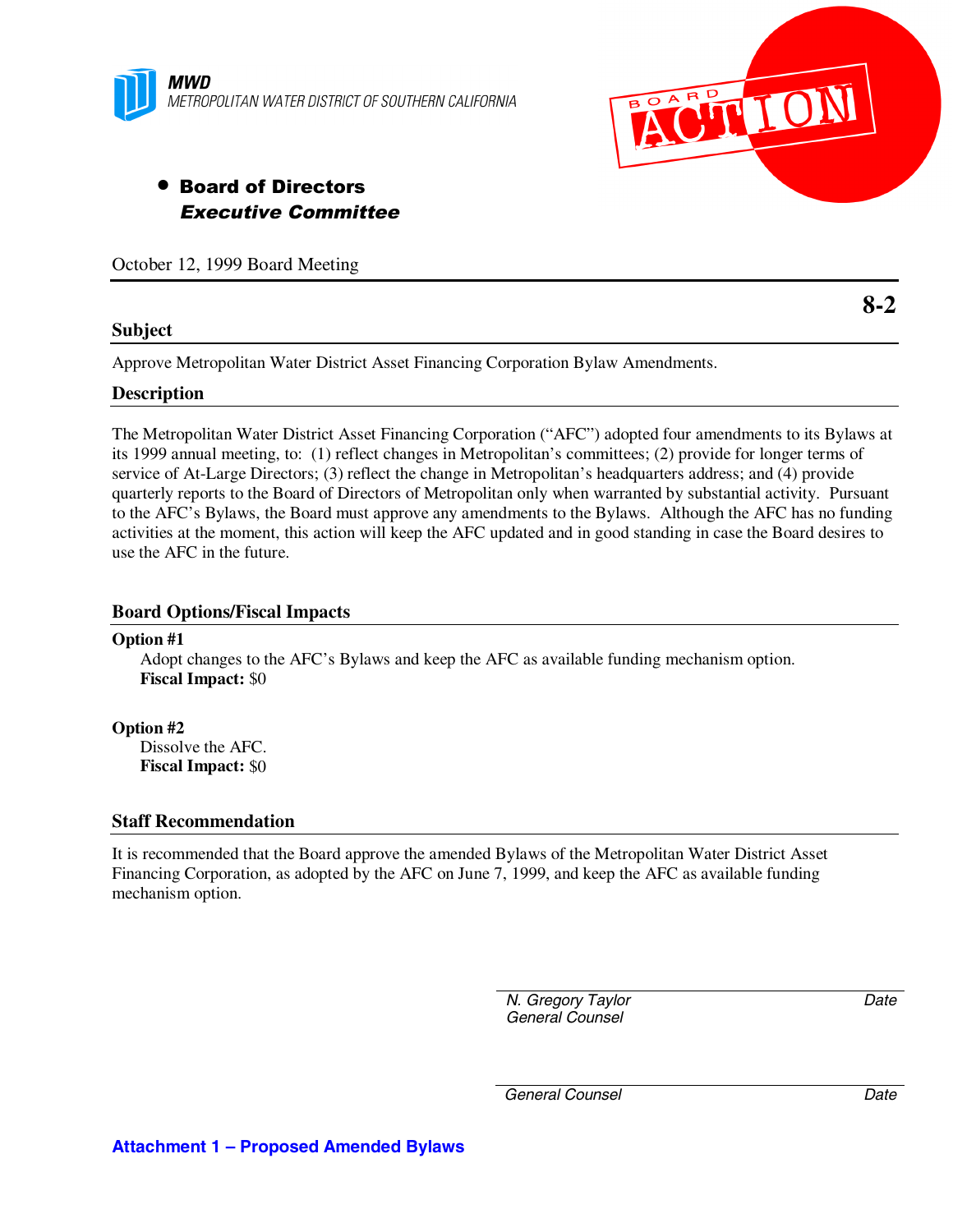**MWD**
METROPOLITAN WATER DISTRICT OF SOUTHERN CALIFORNIA

BOARD ACTION

- **Board of Directors**
  ***Executive Committee***

October 12, 1999 Board Meeting

**8-2**

## Subject

Approve Metropolitan Water District Asset Financing Corporation Bylaw Amendments.

## Description

The Metropolitan Water District Asset Financing Corporation ("AFC") adopted four amendments to its Bylaws at its 1999 annual meeting, to: (1) reflect changes in Metropolitan's committees; (2) provide for longer terms of service of At-Large Directors; (3) reflect the change in Metropolitan's headquarters address; and (4) provide quarterly reports to the Board of Directors of Metropolitan only when warranted by substantial activity. Pursuant to the AFC's Bylaws, the Board must approve any amendments to the Bylaws. Although the AFC has no funding activities at the moment, this action will keep the AFC updated and in good standing in case the Board desires to use the AFC in the future.

## Board Options/Fiscal Impacts

**Option #1**

Adopt changes to the AFC's Bylaws and keep the AFC as available funding mechanism option.
**Fiscal Impact:** $0

**Option #2**

Dissolve the AFC.
**Fiscal Impact:** $0

## Staff Recommendation

It is recommended that the Board approve the amended Bylaws of the Metropolitan Water District Asset Financing Corporation, as adopted by the AFC on June 7, 1999, and keep the AFC as available funding mechanism option.

*N. Gregory Taylor* — *Date*
*General Counsel*

*General Counsel* — *Date*

**Attachment 1 – Proposed Amended Bylaws**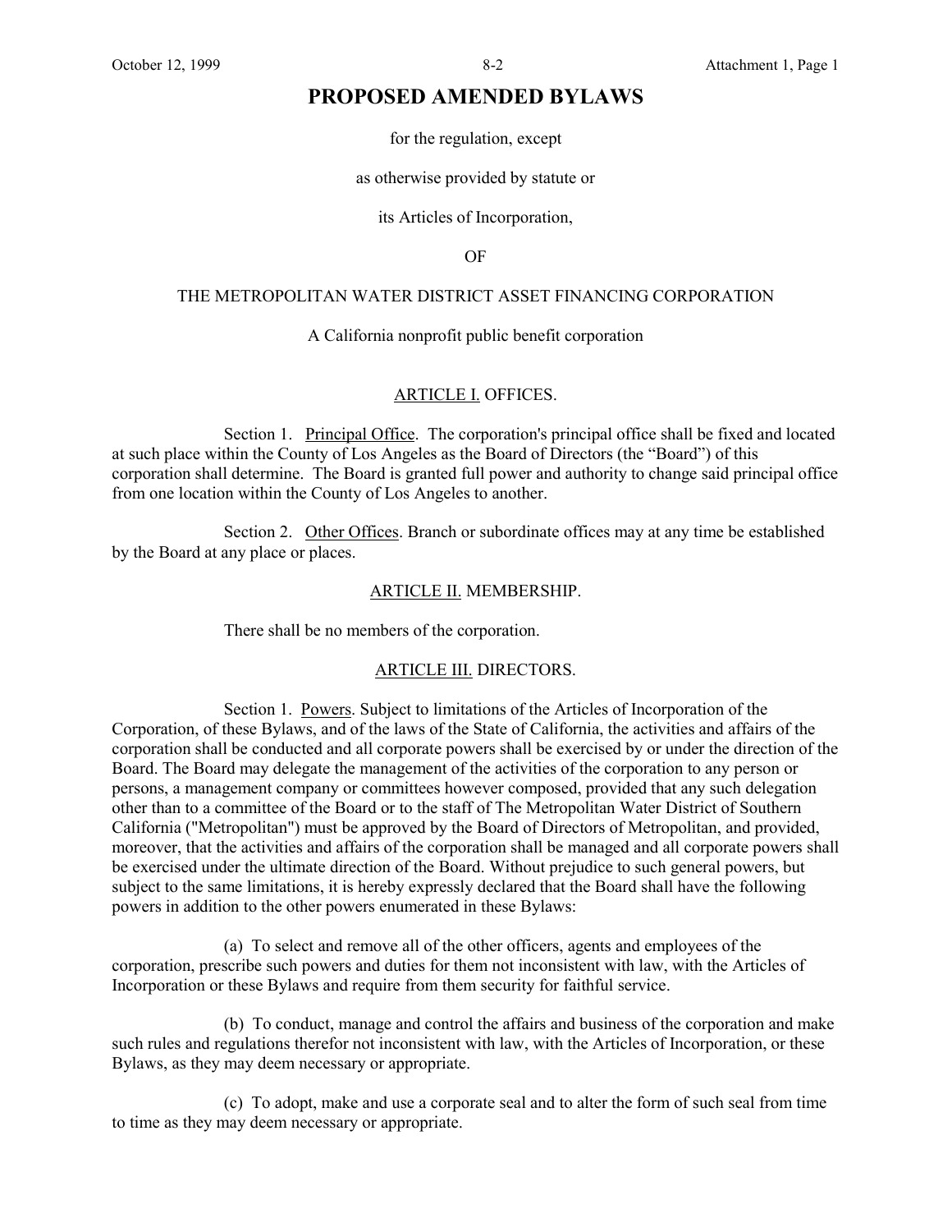# PROPOSED AMENDED BYLAWS

for the regulation, except

as otherwise provided by statute or

its Articles of Incorporation,

OF

THE METROPOLITAN WATER DISTRICT ASSET FINANCING CORPORATION

A California nonprofit public benefit corporation

## ARTICLE I. OFFICES.

Section 1. Principal Office. The corporation's principal office shall be fixed and located at such place within the County of Los Angeles as the Board of Directors (the "Board") of this corporation shall determine. The Board is granted full power and authority to change said principal office from one location within the County of Los Angeles to another.

Section 2. Other Offices. Branch or subordinate offices may at any time be established by the Board at any place or places.

## ARTICLE II. MEMBERSHIP.

There shall be no members of the corporation.

## ARTICLE III. DIRECTORS.

Section 1. Powers. Subject to limitations of the Articles of Incorporation of the Corporation, of these Bylaws, and of the laws of the State of California, the activities and affairs of the corporation shall be conducted and all corporate powers shall be exercised by or under the direction of the Board. The Board may delegate the management of the activities of the corporation to any person or persons, a management company or committees however composed, provided that any such delegation other than to a committee of the Board or to the staff of The Metropolitan Water District of Southern California ("Metropolitan") must be approved by the Board of Directors of Metropolitan, and provided, moreover, that the activities and affairs of the corporation shall be managed and all corporate powers shall be exercised under the ultimate direction of the Board. Without prejudice to such general powers, but subject to the same limitations, it is hereby expressly declared that the Board shall have the following powers in addition to the other powers enumerated in these Bylaws:

(a) To select and remove all of the other officers, agents and employees of the corporation, prescribe such powers and duties for them not inconsistent with law, with the Articles of Incorporation or these Bylaws and require from them security for faithful service.

(b) To conduct, manage and control the affairs and business of the corporation and make such rules and regulations therefor not inconsistent with law, with the Articles of Incorporation, or these Bylaws, as they may deem necessary or appropriate.

(c) To adopt, make and use a corporate seal and to alter the form of such seal from time to time as they may deem necessary or appropriate.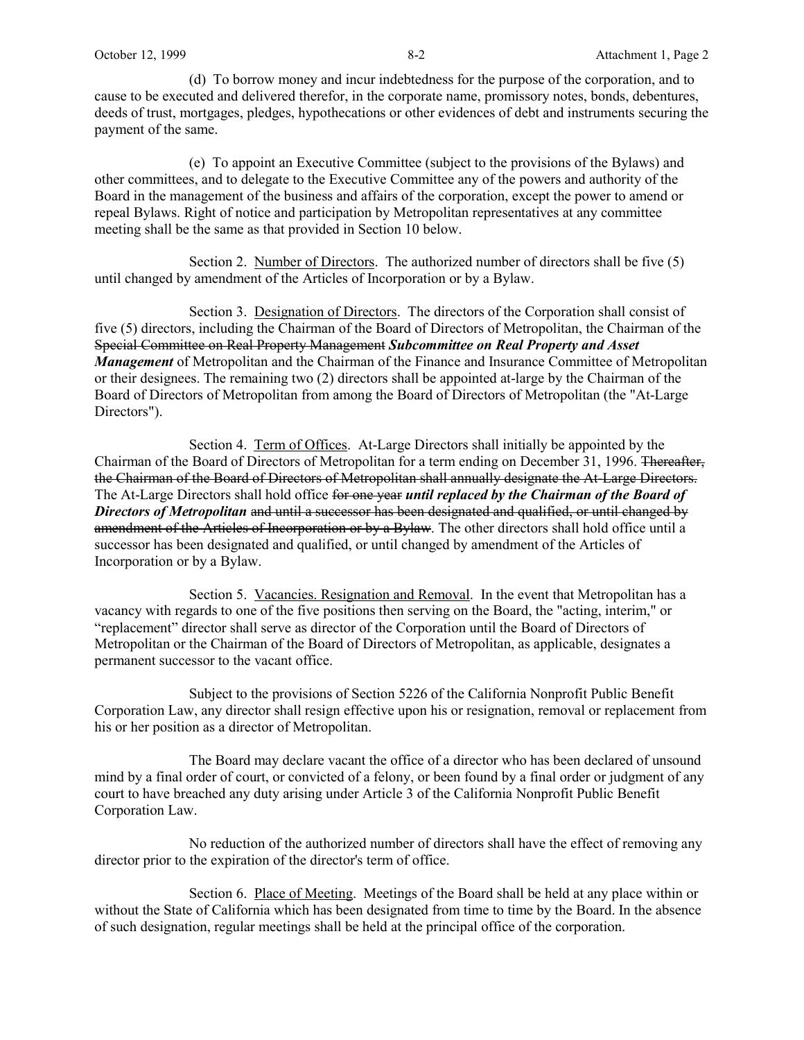(d) To borrow money and incur indebtedness for the purpose of the corporation, and to cause to be executed and delivered therefor, in the corporate name, promissory notes, bonds, debentures, deeds of trust, mortgages, pledges, hypothecations or other evidences of debt and instruments securing the payment of the same.

(e) To appoint an Executive Committee (subject to the provisions of the Bylaws) and other committees, and to delegate to the Executive Committee any of the powers and authority of the Board in the management of the business and affairs of the corporation, except the power to amend or repeal Bylaws. Right of notice and participation by Metropolitan representatives at any committee meeting shall be the same as that provided in Section 10 below.

Section 2. Number of Directors. The authorized number of directors shall be five (5) until changed by amendment of the Articles of Incorporation or by a Bylaw.

Section 3. Designation of Directors. The directors of the Corporation shall consist of five (5) directors, including the Chairman of the Board of Directors of Metropolitan, the Chairman of the ~~Special Committee on Real Property Management~~ ***Subcommittee on Real Property and Asset Management*** of Metropolitan and the Chairman of the Finance and Insurance Committee of Metropolitan or their designees. The remaining two (2) directors shall be appointed at-large by the Chairman of the Board of Directors of Metropolitan from among the Board of Directors of Metropolitan (the "At-Large Directors").

Section 4. Term of Offices. At-Large Directors shall initially be appointed by the Chairman of the Board of Directors of Metropolitan for a term ending on December 31, 1996. ~~Thereafter, the Chairman of the Board of Directors of Metropolitan shall annually designate the At-Large Directors.~~ The At-Large Directors shall hold office ~~for one year~~ ***until replaced by the Chairman of the Board of Directors of Metropolitan*** ~~and until a successor has been designated and qualified, or until changed by amendment of the Articles of Incorporation or by a Bylaw~~. The other directors shall hold office until a successor has been designated and qualified, or until changed by amendment of the Articles of Incorporation or by a Bylaw.

Section 5. Vacancies. Resignation and Removal. In the event that Metropolitan has a vacancy with regards to one of the five positions then serving on the Board, the "acting, interim," or "replacement" director shall serve as director of the Corporation until the Board of Directors of Metropolitan or the Chairman of the Board of Directors of Metropolitan, as applicable, designates a permanent successor to the vacant office.

Subject to the provisions of Section 5226 of the California Nonprofit Public Benefit Corporation Law, any director shall resign effective upon his or resignation, removal or replacement from his or her position as a director of Metropolitan.

The Board may declare vacant the office of a director who has been declared of unsound mind by a final order of court, or convicted of a felony, or been found by a final order or judgment of any court to have breached any duty arising under Article 3 of the California Nonprofit Public Benefit Corporation Law.

No reduction of the authorized number of directors shall have the effect of removing any director prior to the expiration of the director's term of office.

Section 6. Place of Meeting. Meetings of the Board shall be held at any place within or without the State of California which has been designated from time to time by the Board. In the absence of such designation, regular meetings shall be held at the principal office of the corporation.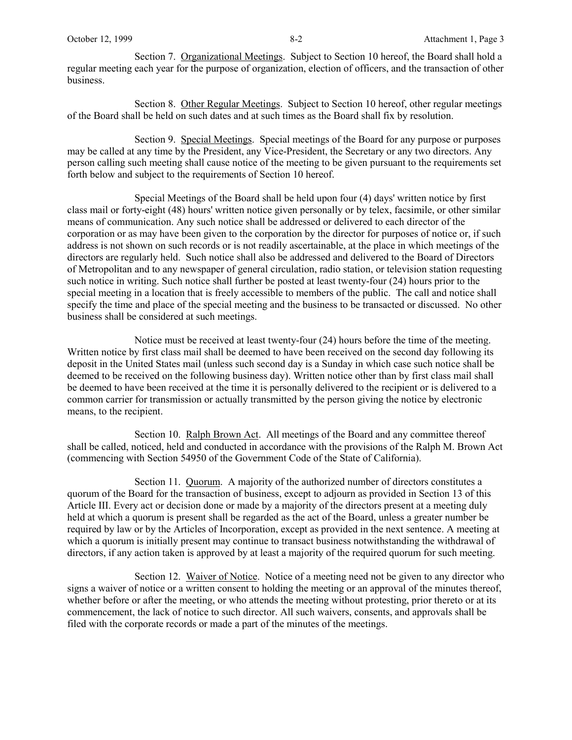Section 7. Organizational Meetings. Subject to Section 10 hereof, the Board shall hold a regular meeting each year for the purpose of organization, election of officers, and the transaction of other business.

Section 8. Other Regular Meetings. Subject to Section 10 hereof, other regular meetings of the Board shall be held on such dates and at such times as the Board shall fix by resolution.

Section 9. Special Meetings. Special meetings of the Board for any purpose or purposes may be called at any time by the President, any Vice-President, the Secretary or any two directors. Any person calling such meeting shall cause notice of the meeting to be given pursuant to the requirements set forth below and subject to the requirements of Section 10 hereof.

Special Meetings of the Board shall be held upon four (4) days' written notice by first class mail or forty-eight (48) hours' written notice given personally or by telex, facsimile, or other similar means of communication. Any such notice shall be addressed or delivered to each director of the corporation or as may have been given to the corporation by the director for purposes of notice or, if such address is not shown on such records or is not readily ascertainable, at the place in which meetings of the directors are regularly held. Such notice shall also be addressed and delivered to the Board of Directors of Metropolitan and to any newspaper of general circulation, radio station, or television station requesting such notice in writing. Such notice shall further be posted at least twenty-four (24) hours prior to the special meeting in a location that is freely accessible to members of the public. The call and notice shall specify the time and place of the special meeting and the business to be transacted or discussed. No other business shall be considered at such meetings.

Notice must be received at least twenty-four (24) hours before the time of the meeting. Written notice by first class mail shall be deemed to have been received on the second day following its deposit in the United States mail (unless such second day is a Sunday in which case such notice shall be deemed to be received on the following business day). Written notice other than by first class mail shall be deemed to have been received at the time it is personally delivered to the recipient or is delivered to a common carrier for transmission or actually transmitted by the person giving the notice by electronic means, to the recipient.

Section 10. Ralph Brown Act. All meetings of the Board and any committee thereof shall be called, noticed, held and conducted in accordance with the provisions of the Ralph M. Brown Act (commencing with Section 54950 of the Government Code of the State of California).

Section 11. Quorum. A majority of the authorized number of directors constitutes a quorum of the Board for the transaction of business, except to adjourn as provided in Section 13 of this Article III. Every act or decision done or made by a majority of the directors present at a meeting duly held at which a quorum is present shall be regarded as the act of the Board, unless a greater number be required by law or by the Articles of Incorporation, except as provided in the next sentence. A meeting at which a quorum is initially present may continue to transact business notwithstanding the withdrawal of directors, if any action taken is approved by at least a majority of the required quorum for such meeting.

Section 12. Waiver of Notice. Notice of a meeting need not be given to any director who signs a waiver of notice or a written consent to holding the meeting or an approval of the minutes thereof, whether before or after the meeting, or who attends the meeting without protesting, prior thereto or at its commencement, the lack of notice to such director. All such waivers, consents, and approvals shall be filed with the corporate records or made a part of the minutes of the meetings.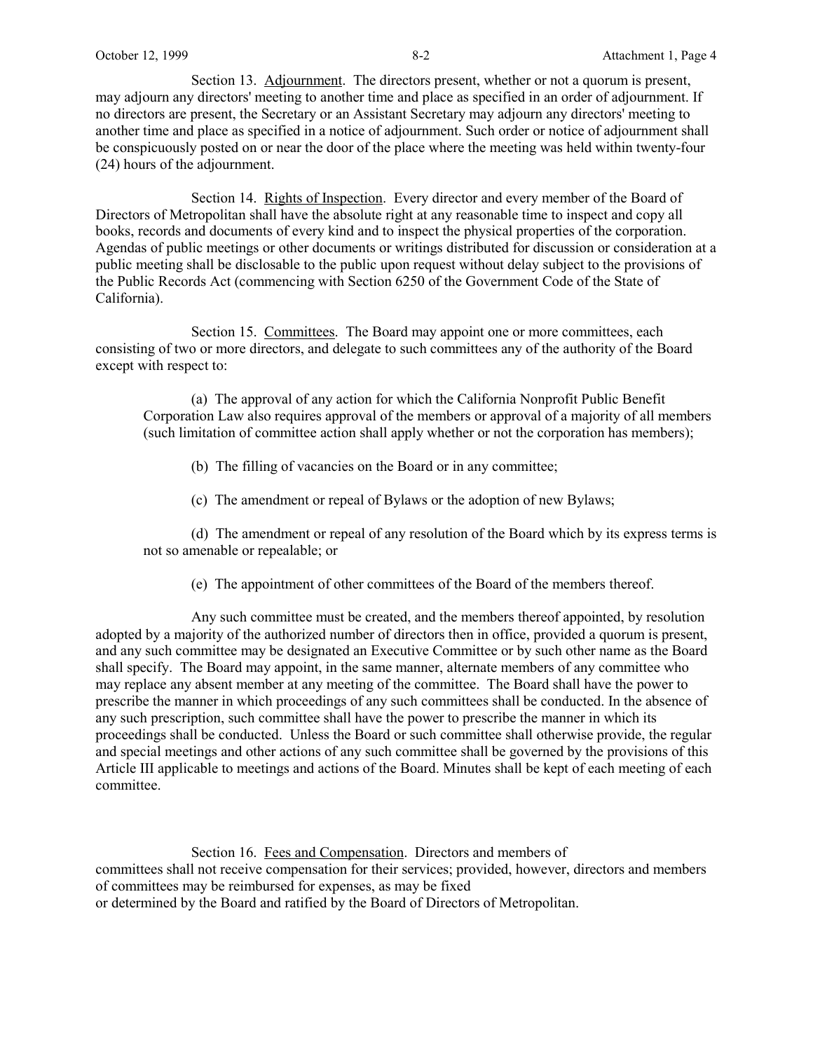Section 13. Adjournment. The directors present, whether or not a quorum is present, may adjourn any directors' meeting to another time and place as specified in an order of adjournment. If no directors are present, the Secretary or an Assistant Secretary may adjourn any directors' meeting to another time and place as specified in a notice of adjournment. Such order or notice of adjournment shall be conspicuously posted on or near the door of the place where the meeting was held within twenty-four (24) hours of the adjournment.

Section 14. Rights of Inspection. Every director and every member of the Board of Directors of Metropolitan shall have the absolute right at any reasonable time to inspect and copy all books, records and documents of every kind and to inspect the physical properties of the corporation. Agendas of public meetings or other documents or writings distributed for discussion or consideration at a public meeting shall be disclosable to the public upon request without delay subject to the provisions of the Public Records Act (commencing with Section 6250 of the Government Code of the State of California).

Section 15. Committees. The Board may appoint one or more committees, each consisting of two or more directors, and delegate to such committees any of the authority of the Board except with respect to:

(a) The approval of any action for which the California Nonprofit Public Benefit Corporation Law also requires approval of the members or approval of a majority of all members (such limitation of committee action shall apply whether or not the corporation has members);

(b) The filling of vacancies on the Board or in any committee;

(c) The amendment or repeal of Bylaws or the adoption of new Bylaws;

(d) The amendment or repeal of any resolution of the Board which by its express terms is not so amenable or repealable; or

(e) The appointment of other committees of the Board of the members thereof.

Any such committee must be created, and the members thereof appointed, by resolution adopted by a majority of the authorized number of directors then in office, provided a quorum is present, and any such committee may be designated an Executive Committee or by such other name as the Board shall specify. The Board may appoint, in the same manner, alternate members of any committee who may replace any absent member at any meeting of the committee. The Board shall have the power to prescribe the manner in which proceedings of any such committees shall be conducted. In the absence of any such prescription, such committee shall have the power to prescribe the manner in which its proceedings shall be conducted. Unless the Board or such committee shall otherwise provide, the regular and special meetings and other actions of any such committee shall be governed by the provisions of this Article III applicable to meetings and actions of the Board. Minutes shall be kept of each meeting of each committee.

Section 16. Fees and Compensation. Directors and members of committees shall not receive compensation for their services; provided, however, directors and members of committees may be reimbursed for expenses, as may be fixed or determined by the Board and ratified by the Board of Directors of Metropolitan.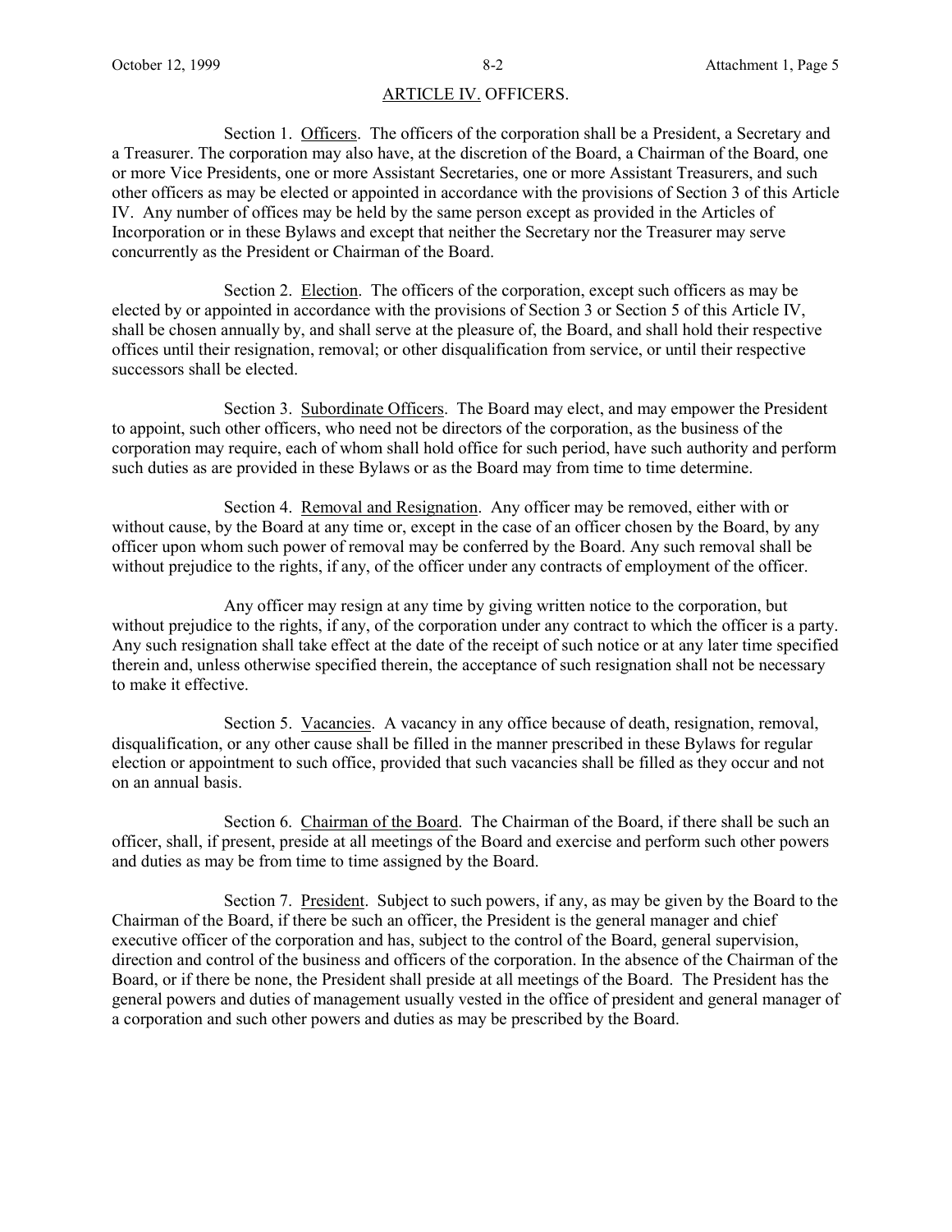## ARTICLE IV. OFFICERS.

Section 1. Officers. The officers of the corporation shall be a President, a Secretary and a Treasurer. The corporation may also have, at the discretion of the Board, a Chairman of the Board, one or more Vice Presidents, one or more Assistant Secretaries, one or more Assistant Treasurers, and such other officers as may be elected or appointed in accordance with the provisions of Section 3 of this Article IV. Any number of offices may be held by the same person except as provided in the Articles of Incorporation or in these Bylaws and except that neither the Secretary nor the Treasurer may serve concurrently as the President or Chairman of the Board.

Section 2. Election. The officers of the corporation, except such officers as may be elected by or appointed in accordance with the provisions of Section 3 or Section 5 of this Article IV, shall be chosen annually by, and shall serve at the pleasure of, the Board, and shall hold their respective offices until their resignation, removal; or other disqualification from service, or until their respective successors shall be elected.

Section 3. Subordinate Officers. The Board may elect, and may empower the President to appoint, such other officers, who need not be directors of the corporation, as the business of the corporation may require, each of whom shall hold office for such period, have such authority and perform such duties as are provided in these Bylaws or as the Board may from time to time determine.

Section 4. Removal and Resignation. Any officer may be removed, either with or without cause, by the Board at any time or, except in the case of an officer chosen by the Board, by any officer upon whom such power of removal may be conferred by the Board. Any such removal shall be without prejudice to the rights, if any, of the officer under any contracts of employment of the officer.

Any officer may resign at any time by giving written notice to the corporation, but without prejudice to the rights, if any, of the corporation under any contract to which the officer is a party. Any such resignation shall take effect at the date of the receipt of such notice or at any later time specified therein and, unless otherwise specified therein, the acceptance of such resignation shall not be necessary to make it effective.

Section 5. Vacancies. A vacancy in any office because of death, resignation, removal, disqualification, or any other cause shall be filled in the manner prescribed in these Bylaws for regular election or appointment to such office, provided that such vacancies shall be filled as they occur and not on an annual basis.

Section 6. Chairman of the Board. The Chairman of the Board, if there shall be such an officer, shall, if present, preside at all meetings of the Board and exercise and perform such other powers and duties as may be from time to time assigned by the Board.

Section 7. President. Subject to such powers, if any, as may be given by the Board to the Chairman of the Board, if there be such an officer, the President is the general manager and chief executive officer of the corporation and has, subject to the control of the Board, general supervision, direction and control of the business and officers of the corporation. In the absence of the Chairman of the Board, or if there be none, the President shall preside at all meetings of the Board. The President has the general powers and duties of management usually vested in the office of president and general manager of a corporation and such other powers and duties as may be prescribed by the Board.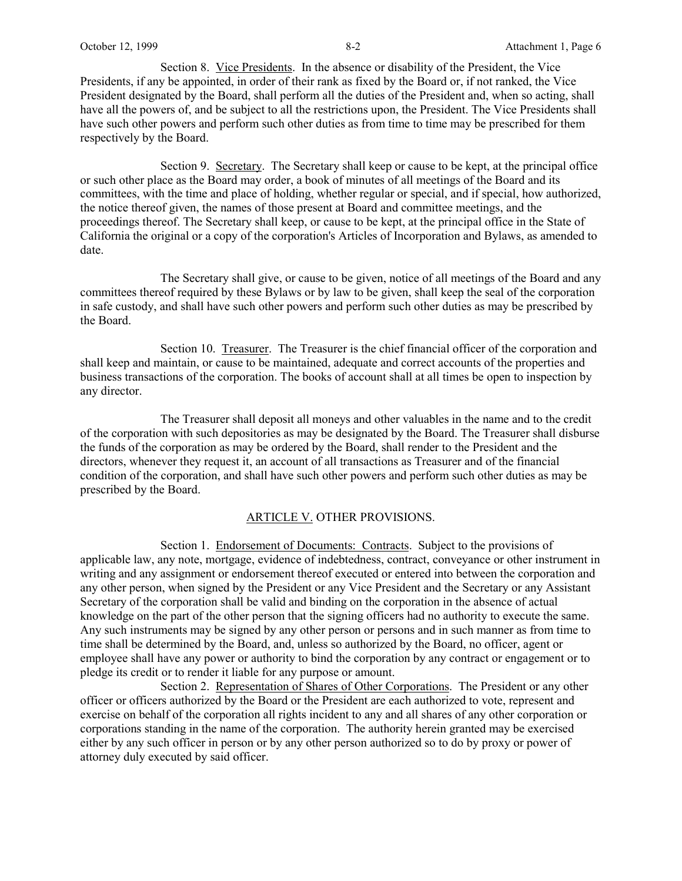Section 8. Vice Presidents. In the absence or disability of the President, the Vice Presidents, if any be appointed, in order of their rank as fixed by the Board or, if not ranked, the Vice President designated by the Board, shall perform all the duties of the President and, when so acting, shall have all the powers of, and be subject to all the restrictions upon, the President. The Vice Presidents shall have such other powers and perform such other duties as from time to time may be prescribed for them respectively by the Board.

Section 9. Secretary. The Secretary shall keep or cause to be kept, at the principal office or such other place as the Board may order, a book of minutes of all meetings of the Board and its committees, with the time and place of holding, whether regular or special, and if special, how authorized, the notice thereof given, the names of those present at Board and committee meetings, and the proceedings thereof. The Secretary shall keep, or cause to be kept, at the principal office in the State of California the original or a copy of the corporation's Articles of Incorporation and Bylaws, as amended to date.

The Secretary shall give, or cause to be given, notice of all meetings of the Board and any committees thereof required by these Bylaws or by law to be given, shall keep the seal of the corporation in safe custody, and shall have such other powers and perform such other duties as may be prescribed by the Board.

Section 10. Treasurer. The Treasurer is the chief financial officer of the corporation and shall keep and maintain, or cause to be maintained, adequate and correct accounts of the properties and business transactions of the corporation. The books of account shall at all times be open to inspection by any director.

The Treasurer shall deposit all moneys and other valuables in the name and to the credit of the corporation with such depositories as may be designated by the Board. The Treasurer shall disburse the funds of the corporation as may be ordered by the Board, shall render to the President and the directors, whenever they request it, an account of all transactions as Treasurer and of the financial condition of the corporation, and shall have such other powers and perform such other duties as may be prescribed by the Board.

## ARTICLE V. OTHER PROVISIONS.

Section 1. Endorsement of Documents: Contracts. Subject to the provisions of applicable law, any note, mortgage, evidence of indebtedness, contract, conveyance or other instrument in writing and any assignment or endorsement thereof executed or entered into between the corporation and any other person, when signed by the President or any Vice President and the Secretary or any Assistant Secretary of the corporation shall be valid and binding on the corporation in the absence of actual knowledge on the part of the other person that the signing officers had no authority to execute the same. Any such instruments may be signed by any other person or persons and in such manner as from time to time shall be determined by the Board, and, unless so authorized by the Board, no officer, agent or employee shall have any power or authority to bind the corporation by any contract or engagement or to pledge its credit or to render it liable for any purpose or amount.

Section 2. Representation of Shares of Other Corporations. The President or any other officer or officers authorized by the Board or the President are each authorized to vote, represent and exercise on behalf of the corporation all rights incident to any and all shares of any other corporation or corporations standing in the name of the corporation. The authority herein granted may be exercised either by any such officer in person or by any other person authorized so to do by proxy or power of attorney duly executed by said officer.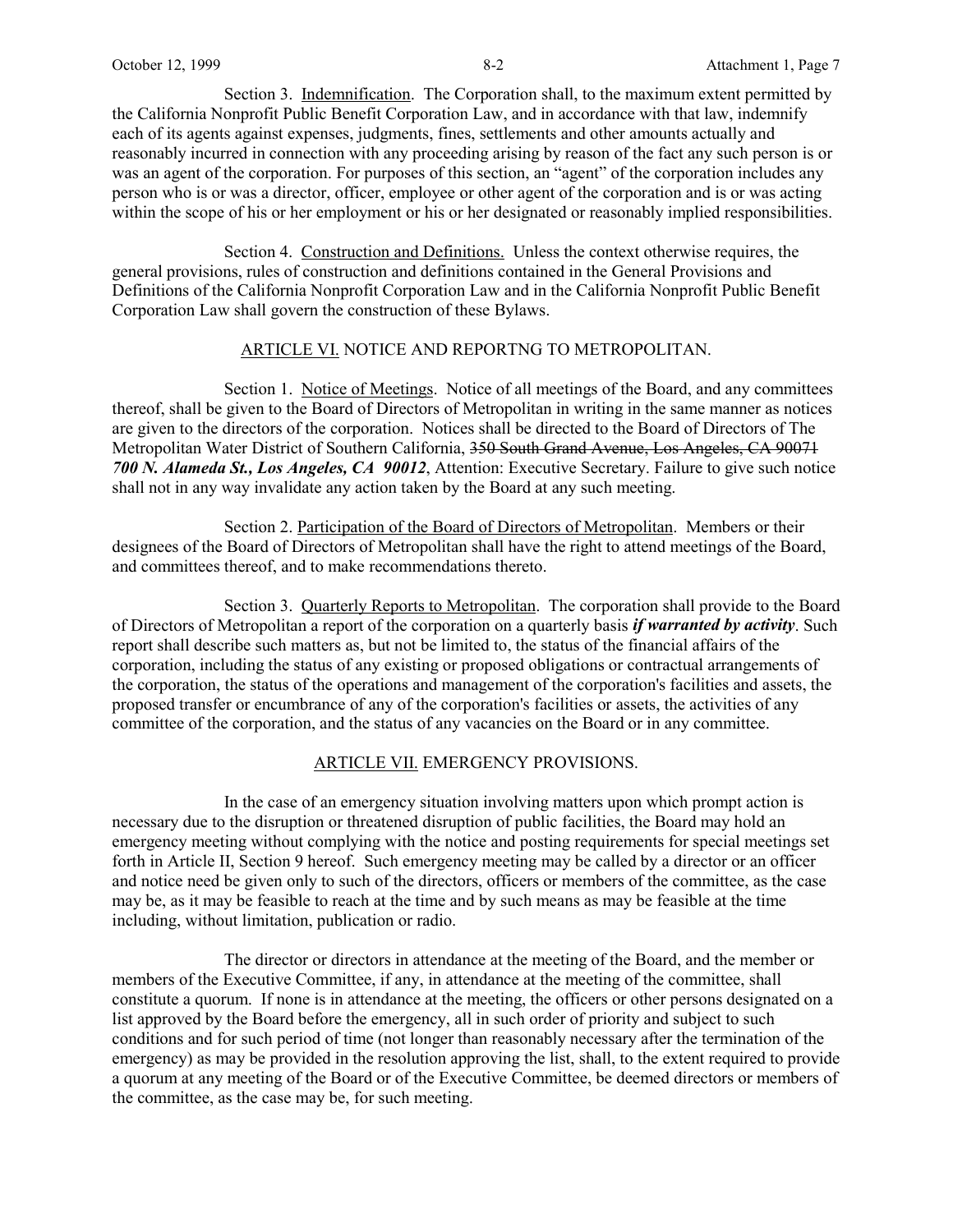Section 3. Indemnification. The Corporation shall, to the maximum extent permitted by the California Nonprofit Public Benefit Corporation Law, and in accordance with that law, indemnify each of its agents against expenses, judgments, fines, settlements and other amounts actually and reasonably incurred in connection with any proceeding arising by reason of the fact any such person is or was an agent of the corporation. For purposes of this section, an "agent" of the corporation includes any person who is or was a director, officer, employee or other agent of the corporation and is or was acting within the scope of his or her employment or his or her designated or reasonably implied responsibilities.

Section 4. Construction and Definitions. Unless the context otherwise requires, the general provisions, rules of construction and definitions contained in the General Provisions and Definitions of the California Nonprofit Corporation Law and in the California Nonprofit Public Benefit Corporation Law shall govern the construction of these Bylaws.

## ARTICLE VI. NOTICE AND REPORTNG TO METROPOLITAN.

Section 1. Notice of Meetings. Notice of all meetings of the Board, and any committees thereof, shall be given to the Board of Directors of Metropolitan in writing in the same manner as notices are given to the directors of the corporation. Notices shall be directed to the Board of Directors of The Metropolitan Water District of Southern California, ~~350 South Grand Avenue, Los Angeles, CA 90071~~ ***700 N. Alameda St., Los Angeles, CA 90012***, Attention: Executive Secretary. Failure to give such notice shall not in any way invalidate any action taken by the Board at any such meeting.

Section 2. Participation of the Board of Directors of Metropolitan. Members or their designees of the Board of Directors of Metropolitan shall have the right to attend meetings of the Board, and committees thereof, and to make recommendations thereto.

Section 3. Quarterly Reports to Metropolitan. The corporation shall provide to the Board of Directors of Metropolitan a report of the corporation on a quarterly basis ***if warranted by activity***. Such report shall describe such matters as, but not be limited to, the status of the financial affairs of the corporation, including the status of any existing or proposed obligations or contractual arrangements of the corporation, the status of the operations and management of the corporation's facilities and assets, the proposed transfer or encumbrance of any of the corporation's facilities or assets, the activities of any committee of the corporation, and the status of any vacancies on the Board or in any committee.

## ARTICLE VII. EMERGENCY PROVISIONS.

In the case of an emergency situation involving matters upon which prompt action is necessary due to the disruption or threatened disruption of public facilities, the Board may hold an emergency meeting without complying with the notice and posting requirements for special meetings set forth in Article II, Section 9 hereof. Such emergency meeting may be called by a director or an officer and notice need be given only to such of the directors, officers or members of the committee, as the case may be, as it may be feasible to reach at the time and by such means as may be feasible at the time including, without limitation, publication or radio.

The director or directors in attendance at the meeting of the Board, and the member or members of the Executive Committee, if any, in attendance at the meeting of the committee, shall constitute a quorum. If none is in attendance at the meeting, the officers or other persons designated on a list approved by the Board before the emergency, all in such order of priority and subject to such conditions and for such period of time (not longer than reasonably necessary after the termination of the emergency) as may be provided in the resolution approving the list, shall, to the extent required to provide a quorum at any meeting of the Board or of the Executive Committee, be deemed directors or members of the committee, as the case may be, for such meeting.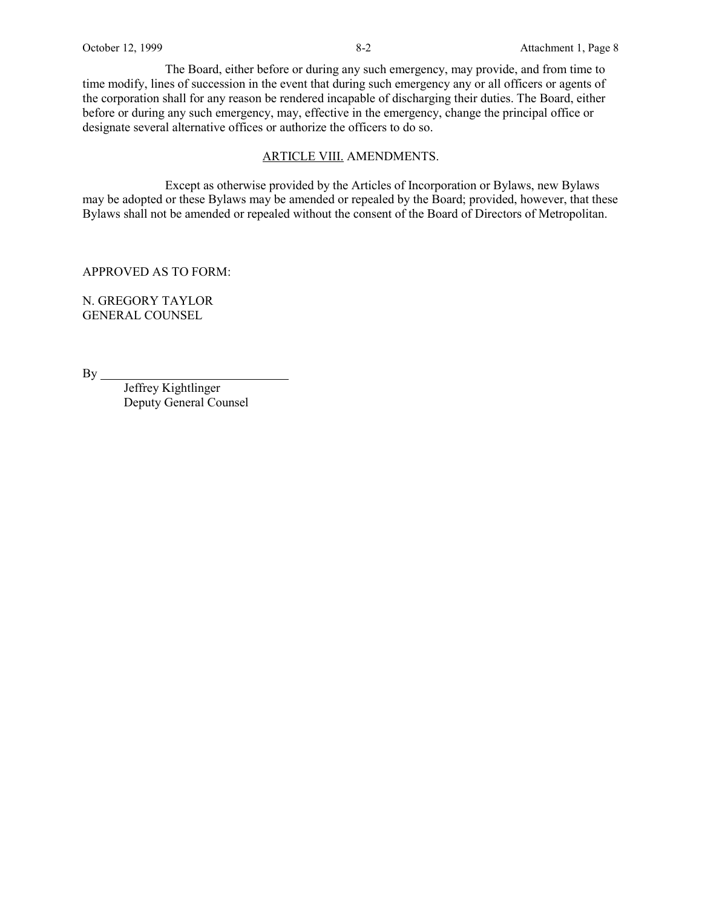The Board, either before or during any such emergency, may provide, and from time to time modify, lines of succession in the event that during such emergency any or all officers or agents of the corporation shall for any reason be rendered incapable of discharging their duties. The Board, either before or during any such emergency, may, effective in the emergency, change the principal office or designate several alternative offices or authorize the officers to do so.

## ARTICLE VIII. AMENDMENTS.

Except as otherwise provided by the Articles of Incorporation or Bylaws, new Bylaws may be adopted or these Bylaws may be amended or repealed by the Board; provided, however, that these Bylaws shall not be amended or repealed without the consent of the Board of Directors of Metropolitan.

APPROVED AS TO FORM:

N. GREGORY TAYLOR
GENERAL COUNSEL

By ______________________________
Jeffrey Kightlinger
Deputy General Counsel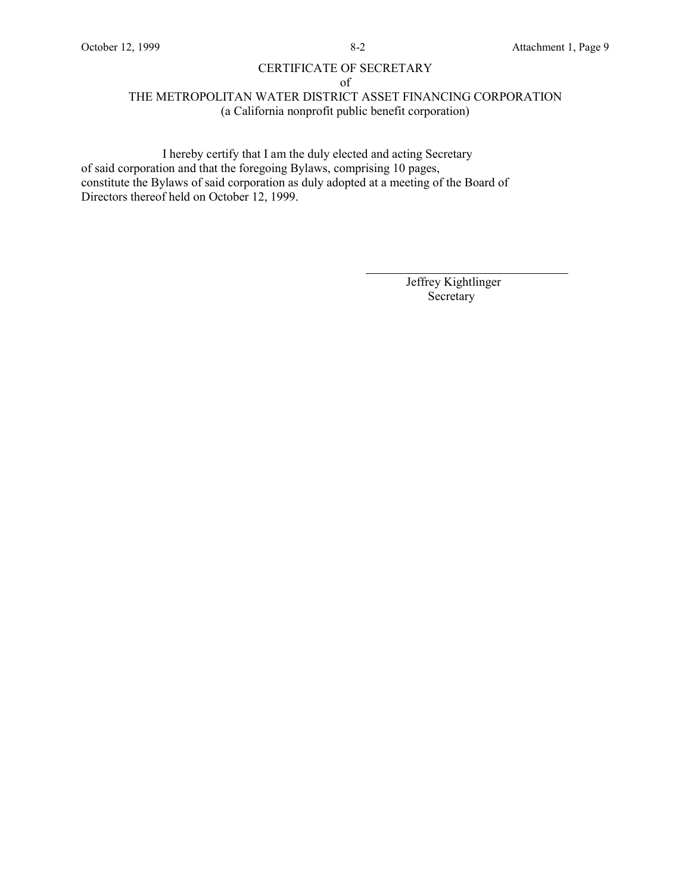# CERTIFICATE OF SECRETARY
of
# THE METROPOLITAN WATER DISTRICT ASSET FINANCING CORPORATION
(a California nonprofit public benefit corporation)

I hereby certify that I am the duly elected and acting Secretary of said corporation and that the foregoing Bylaws, comprising 10 pages, constitute the Bylaws of said corporation as duly adopted at a meeting of the Board of Directors thereof held on October 12, 1999.

\_\_\_\_\_\_\_\_\_\_\_\_\_\_\_\_\_\_\_\_\_\_\_\_\_\_\_\_\_\_\_\_

Jeffrey Kightlinger
Secretary